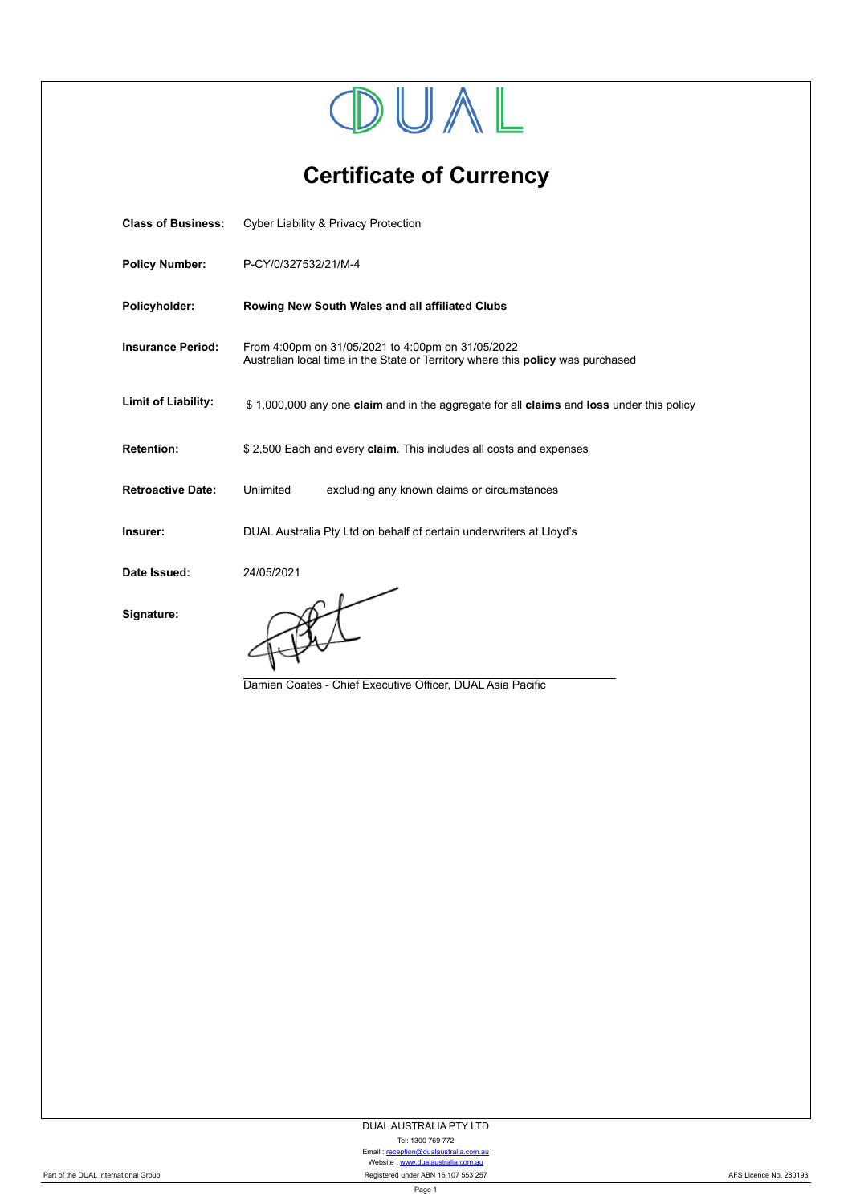DUAL

# Certificate of Currency

| | |
|---|---|
| **Class of Business:** | Cyber Liability & Privacy Protection |
| **Policy Number:** | P-CY/0/327532/21/M-4 |
| **Policyholder:** | **Rowing New South Wales and all affiliated Clubs** |
| **Insurance Period:** | From 4:00pm on 31/05/2021 to 4:00pm on 31/05/2022<br>Australian local time in the State or Territory where this **policy** was purchased |
| **Limit of Liability:** | $ 1,000,000 any one **claim** and in the aggregate for all **claims** and **loss** under this policy |
| **Retention:** | $ 2,500 Each and every **claim**. This includes all costs and expenses |
| **Retroactive Date:** | Unlimited excluding any known claims or circumstances |
| **Insurer:** | DUAL Australia Pty Ltd on behalf of certain underwriters at Lloyd's |
| **Date Issued:** | 24/05/2021 |
| **Signature:** | |

Damien Coates - Chief Executive Officer, DUAL Asia Pacific

DUAL AUSTRALIA PTY LTD
Tel: 1300 769 772
Email : reception@dualaustralia.com.au
Website : www.dualaustralia.com.au
Registered under ABN 16 107 553 257

Part of the DUAL International Group

AFS Licence No. 280193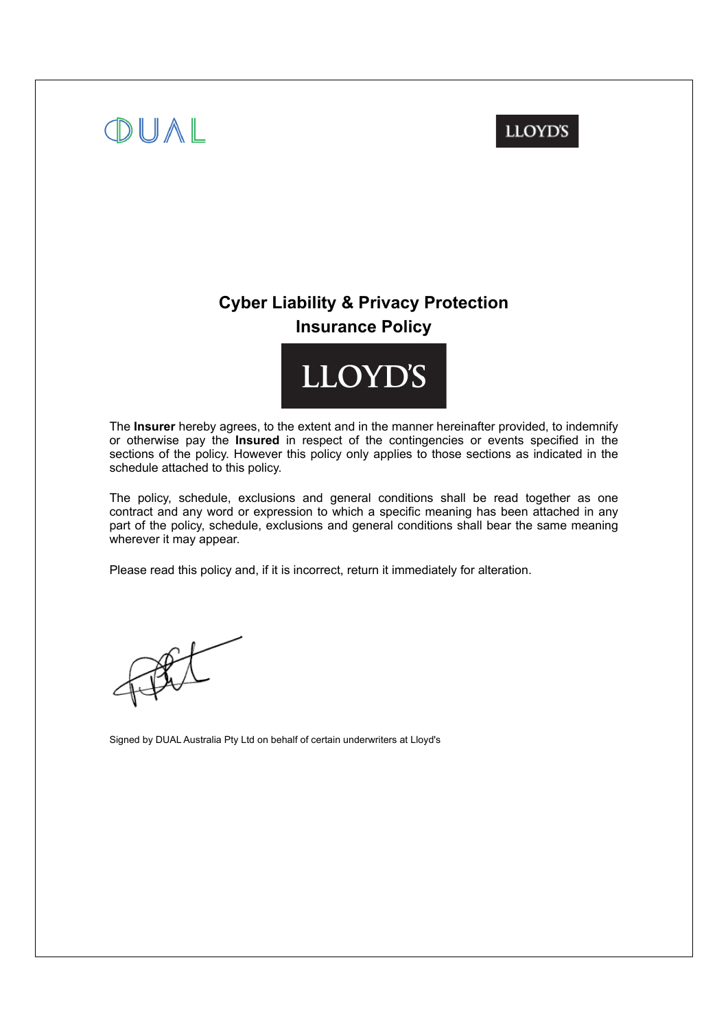DUAL

LLOYD'S

# Cyber Liability & Privacy Protection Insurance Policy

LLOYD'S

The **Insurer** hereby agrees, to the extent and in the manner hereinafter provided, to indemnify or otherwise pay the **Insured** in respect of the contingencies or events specified in the sections of the policy. However this policy only applies to those sections as indicated in the schedule attached to this policy.

The policy, schedule, exclusions and general conditions shall be read together as one contract and any word or expression to which a specific meaning has been attached in any part of the policy, schedule, exclusions and general conditions shall bear the same meaning wherever it may appear.

Please read this policy and, if it is incorrect, return it immediately for alteration.

Signed by DUAL Australia Pty Ltd on behalf of certain underwriters at Lloyd's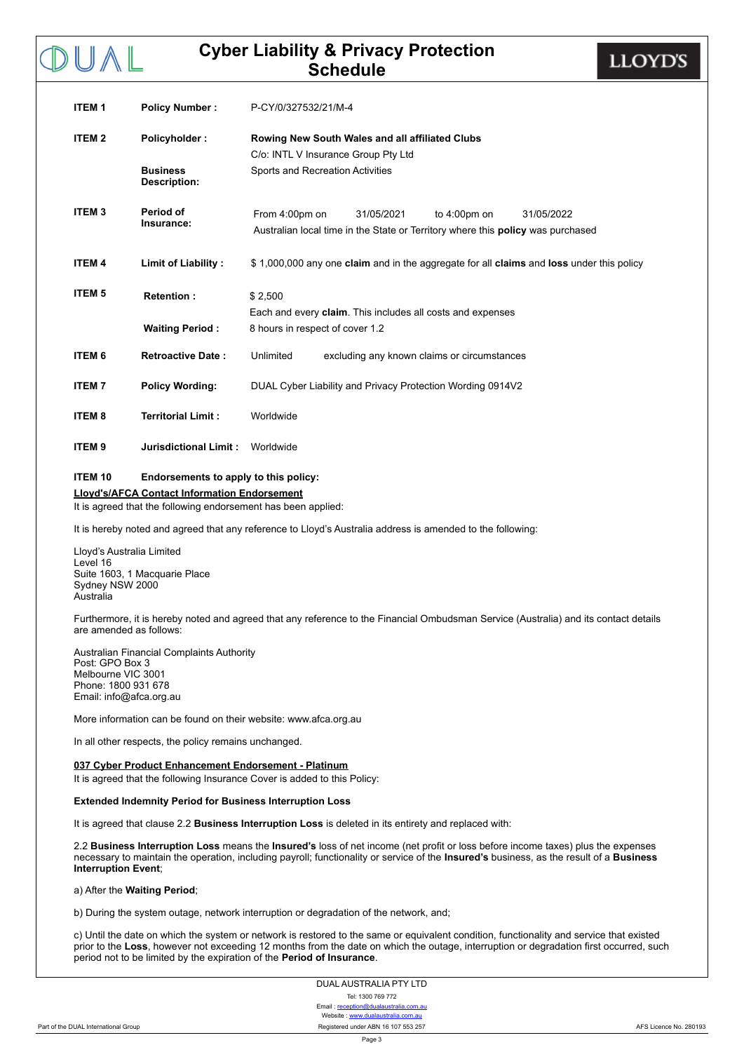# Cyber Liability & Privacy Protection Schedule

| | | |
|---|---|---|
| **ITEM 1** | **Policy Number :** | P-CY/0/327532/21/M-4 |
| **ITEM 2** | **Policyholder :** | **Rowing New South Wales and all affiliated Clubs**<br>C/o: INTL V Insurance Group Pty Ltd |
| | **Business Description:** | Sports and Recreation Activities |
| **ITEM 3** | **Period of Insurance:** | From 4:00pm on 31/05/2021 to 4:00pm on 31/05/2022<br>Australian local time in the State or Territory where this **policy** was purchased |
| **ITEM 4** | **Limit of Liability :** | $ 1,000,000 any one **claim** and in the aggregate for all **claims** and **loss** under this policy |
| **ITEM 5** | **Retention :** | $ 2,500<br>Each and every **claim**. This includes all costs and expenses |
| | **Waiting Period :** | 8 hours in respect of cover 1.2 |
| **ITEM 6** | **Retroactive Date :** | Unlimited excluding any known claims or circumstances |
| **ITEM 7** | **Policy Wording:** | DUAL Cyber Liability and Privacy Protection Wording 0914V2 |
| **ITEM 8** | **Territorial Limit :** | Worldwide |
| **ITEM 9** | **Jurisdictional Limit :** | Worldwide |

**ITEM 10 Endorsements to apply to this policy:**

**Lloyd's/AFCA Contact Information Endorsement**

It is agreed that the following endorsement has been applied:

It is hereby noted and agreed that any reference to Lloyd's Australia address is amended to the following:

Lloyd's Australia Limited
Level 16
Suite 1603, 1 Macquarie Place
Sydney NSW 2000
Australia

Furthermore, it is hereby noted and agreed that any reference to the Financial Ombudsman Service (Australia) and its contact details are amended as follows:

Australian Financial Complaints Authority
Post: GPO Box 3
Melbourne VIC 3001
Phone: 1800 931 678
Email: info@afca.org.au

More information can be found on their website: www.afca.org.au

In all other respects, the policy remains unchanged.

**037 Cyber Product Enhancement Endorsement - Platinum**

It is agreed that the following Insurance Cover is added to this Policy:

**Extended Indemnity Period for Business Interruption Loss**

It is agreed that clause 2.2 **Business Interruption Loss** is deleted in its entirety and replaced with:

2.2 **Business Interruption Loss** means the **Insured's** loss of net income (net profit or loss before income taxes) plus the expenses necessary to maintain the operation, including payroll; functionality or service of the **Insured's** business, as the result of a **Business Interruption Event**;

a) After the **Waiting Period**;

b) During the system outage, network interruption or degradation of the network, and;

c) Until the date on which the system or network is restored to the same or equivalent condition, functionality and service that existed prior to the **Loss**, however not exceeding 12 months from the date on which the outage, interruption or degradation first occurred, such period not to be limited by the expiration of the **Period of Insurance**.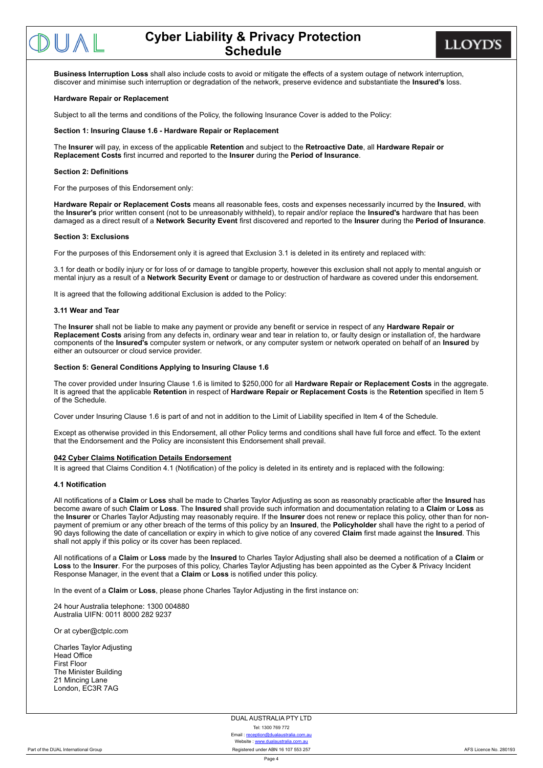**Business Interruption Loss** shall also include costs to avoid or mitigate the effects of a system outage of network interruption, discover and minimise such interruption or degradation of the network, preserve evidence and substantiate the **Insured's** loss.

**Hardware Repair or Replacement**

Subject to all the terms and conditions of the Policy, the following Insurance Cover is added to the Policy:

**Section 1: Insuring Clause 1.6 - Hardware Repair or Replacement**

The **Insurer** will pay, in excess of the applicable **Retention** and subject to the **Retroactive Date**, all **Hardware Repair or Replacement Costs** first incurred and reported to the **Insurer** during the **Period of Insurance**.

**Section 2: Definitions**

For the purposes of this Endorsement only:

**Hardware Repair or Replacement Costs** means all reasonable fees, costs and expenses necessarily incurred by the **Insured**, with the **Insurer's** prior written consent (not to be unreasonably withheld), to repair and/or replace the **Insured's** hardware that has been damaged as a direct result of a **Network Security Event** first discovered and reported to the **Insurer** during the **Period of Insurance**.

**Section 3: Exclusions**

For the purposes of this Endorsement only it is agreed that Exclusion 3.1 is deleted in its entirety and replaced with:

3.1 for death or bodily injury or for loss of or damage to tangible property, however this exclusion shall not apply to mental anguish or mental injury as a result of a **Network Security Event** or damage to or destruction of hardware as covered under this endorsement.

It is agreed that the following additional Exclusion is added to the Policy:

**3.11 Wear and Tear**

The **Insurer** shall not be liable to make any payment or provide any benefit or service in respect of any **Hardware Repair or Replacement Costs** arising from any defects in, ordinary wear and tear in relation to, or faulty design or installation of, the hardware components of the **Insured's** computer system or network, or any computer system or network operated on behalf of an **Insured** by either an outsourcer or cloud service provider.

**Section 5: General Conditions Applying to Insuring Clause 1.6**

The cover provided under Insuring Clause 1.6 is limited to $250,000 for all **Hardware Repair or Replacement Costs** in the aggregate. It is agreed that the applicable **Retention** in respect of **Hardware Repair or Replacement Costs** is the **Retention** specified in Item 5 of the Schedule.

Cover under Insuring Clause 1.6 is part of and not in addition to the Limit of Liability specified in Item 4 of the Schedule.

Except as otherwise provided in this Endorsement, all other Policy terms and conditions shall have full force and effect. To the extent that the Endorsement and the Policy are inconsistent this Endorsement shall prevail.

**042 Cyber Claims Notification Details Endorsement**

It is agreed that Claims Condition 4.1 (Notification) of the policy is deleted in its entirety and is replaced with the following:

**4.1 Notification**

All notifications of a **Claim** or **Loss** shall be made to Charles Taylor Adjusting as soon as reasonably practicable after the **Insured** has become aware of such **Claim** or **Loss**. The **Insured** shall provide such information and documentation relating to a **Claim** or **Loss** as the **Insurer** or Charles Taylor Adjusting may reasonably require. If the **Insurer** does not renew or replace this policy, other than for non-payment of premium or any other breach of the terms of this policy by an **Insured**, the **Policyholder** shall have the right to a period of 90 days following the date of cancellation or expiry in which to give notice of any covered **Claim** first made against the **Insured**. This shall not apply if this policy or its cover has been replaced.

All notifications of a **Claim** or **Loss** made by the **Insured** to Charles Taylor Adjusting shall also be deemed a notification of a **Claim** or **Loss** to the **Insurer**. For the purposes of this policy, Charles Taylor Adjusting has been appointed as the Cyber & Privacy Incident Response Manager, in the event that a **Claim** or **Loss** is notified under this policy.

In the event of a **Claim** or **Loss**, please phone Charles Taylor Adjusting in the first instance on:

24 hour Australia telephone: 1300 004880
Australia UIFN: 0011 8000 282 9237

Or at cyber@ctplc.com

Charles Taylor Adjusting
Head Office
First Floor
The Minister Building
21 Mincing Lane
London, EC3R 7AG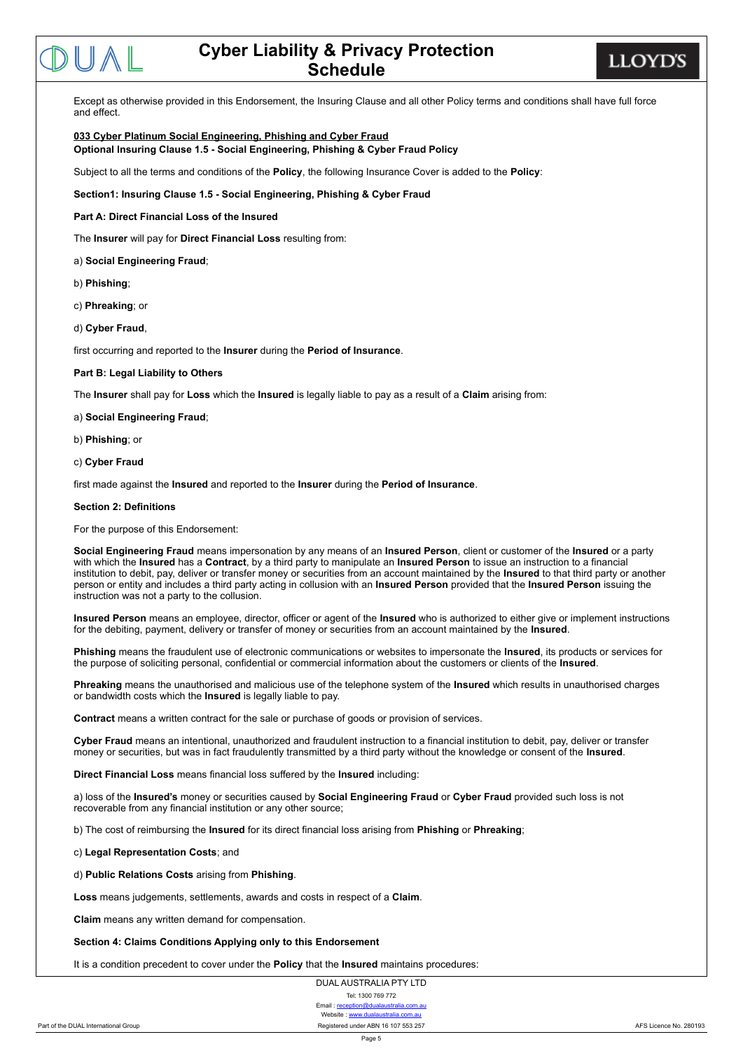Except as otherwise provided in this Endorsement, the Insuring Clause and all other Policy terms and conditions shall have full force and effect.

**033 Cyber Platinum Social Engineering, Phishing and Cyber Fraud**
**Optional Insuring Clause 1.5 - Social Engineering, Phishing & Cyber Fraud Policy**

Subject to all the terms and conditions of the **Policy**, the following Insurance Cover is added to the **Policy**:

**Section1: Insuring Clause 1.5 - Social Engineering, Phishing & Cyber Fraud**

**Part A: Direct Financial Loss of the Insured**

The **Insurer** will pay for **Direct Financial Loss** resulting from:

a) **Social Engineering Fraud**;

b) **Phishing**;

c) **Phreaking**; or

d) **Cyber Fraud**,

first occurring and reported to the **Insurer** during the **Period of Insurance**.

**Part B: Legal Liability to Others**

The **Insurer** shall pay for **Loss** which the **Insured** is legally liable to pay as a result of a **Claim** arising from:

a) **Social Engineering Fraud**;

b) **Phishing**; or

c) **Cyber Fraud**

first made against the **Insured** and reported to the **Insurer** during the **Period of Insurance**.

**Section 2: Definitions**

For the purpose of this Endorsement:

**Social Engineering Fraud** means impersonation by any means of an **Insured Person**, client or customer of the **Insured** or a party with which the **Insured** has a **Contract**, by a third party to manipulate an **Insured Person** to issue an instruction to a financial institution to debit, pay, deliver or transfer money or securities from an account maintained by the **Insured** to that third party or another person or entity and includes a third party acting in collusion with an **Insured Person** provided that the **Insured Person** issuing the instruction was not a party to the collusion.

**Insured Person** means an employee, director, officer or agent of the **Insured** who is authorized to either give or implement instructions for the debiting, payment, delivery or transfer of money or securities from an account maintained by the **Insured**.

**Phishing** means the fraudulent use of electronic communications or websites to impersonate the **Insured**, its products or services for the purpose of soliciting personal, confidential or commercial information about the customers or clients of the **Insured**.

**Phreaking** means the unauthorised and malicious use of the telephone system of the **Insured** which results in unauthorised charges or bandwidth costs which the **Insured** is legally liable to pay.

**Contract** means a written contract for the sale or purchase of goods or provision of services.

**Cyber Fraud** means an intentional, unauthorized and fraudulent instruction to a financial institution to debit, pay, deliver or transfer money or securities, but was in fact fraudulently transmitted by a third party without the knowledge or consent of the **Insured**.

**Direct Financial Loss** means financial loss suffered by the **Insured** including:

a) loss of the **Insured's** money or securities caused by **Social Engineering Fraud** or **Cyber Fraud** provided such loss is not recoverable from any financial institution or any other source;

b) The cost of reimbursing the **Insured** for its direct financial loss arising from **Phishing** or **Phreaking**;

c) **Legal Representation Costs**; and

d) **Public Relations Costs** arising from **Phishing**.

**Loss** means judgements, settlements, awards and costs in respect of a **Claim**.

**Claim** means any written demand for compensation.

**Section 4: Claims Conditions Applying only to this Endorsement**

It is a condition precedent to cover under the **Policy** that the **Insured** maintains procedures: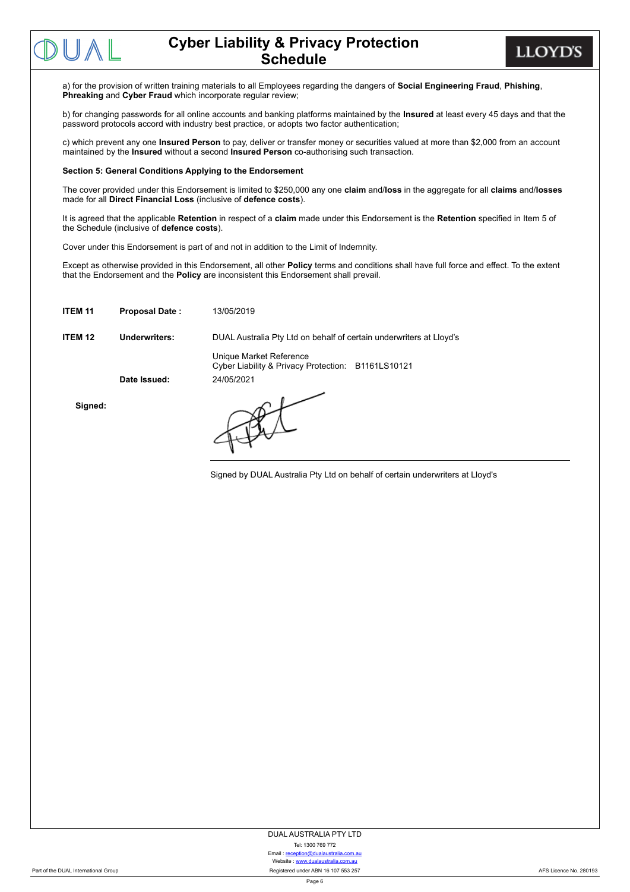a) for the provision of written training materials to all Employees regarding the dangers of **Social Engineering Fraud**, **Phishing**, **Phreaking** and **Cyber Fraud** which incorporate regular review;

b) for changing passwords for all online accounts and banking platforms maintained by the **Insured** at least every 45 days and that the password protocols accord with industry best practice, or adopts two factor authentication;

c) which prevent any one **Insured Person** to pay, deliver or transfer money or securities valued at more than $2,000 from an account maintained by the **Insured** without a second **Insured Person** co-authorising such transaction.

**Section 5: General Conditions Applying to the Endorsement**

The cover provided under this Endorsement is limited to $250,000 any one **claim** and/**loss** in the aggregate for all **claims** and/**losses** made for all **Direct Financial Loss** (inclusive of **defence costs**).

It is agreed that the applicable **Retention** in respect of a **claim** made under this Endorsement is the **Retention** specified in Item 5 of the Schedule (inclusive of **defence costs**).

Cover under this Endorsement is part of and not in addition to the Limit of Indemnity.

Except as otherwise provided in this Endorsement, all other **Policy** terms and conditions shall have full force and effect. To the extent that the Endorsement and the **Policy** are inconsistent this Endorsement shall prevail.

| | | |
|---|---|---|
| **ITEM 11** | **Proposal Date :** | 13/05/2019 |
| **ITEM 12** | **Underwriters:** | DUAL Australia Pty Ltd on behalf of certain underwriters at Lloyd's<br><br>Unique Market Reference<br>Cyber Liability & Privacy Protection: B1161LS10121 |
| | **Date Issued:** | 24/05/2021 |

**Signed:**

Signed by DUAL Australia Pty Ltd on behalf of certain underwriters at Lloyd's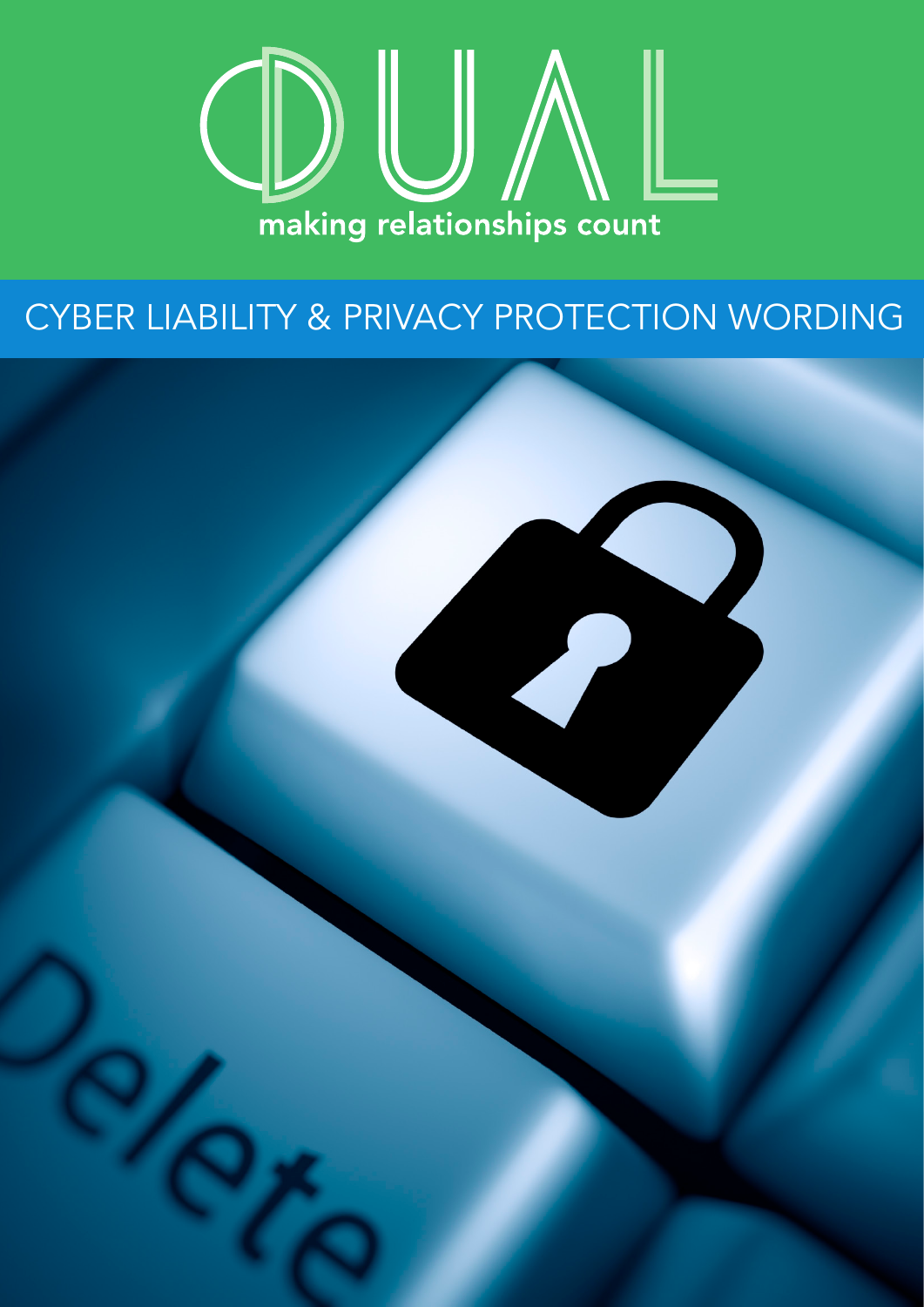# DUAL

making relationships count

## CYBER LIABILITY & PRIVACY PROTECTION WORDING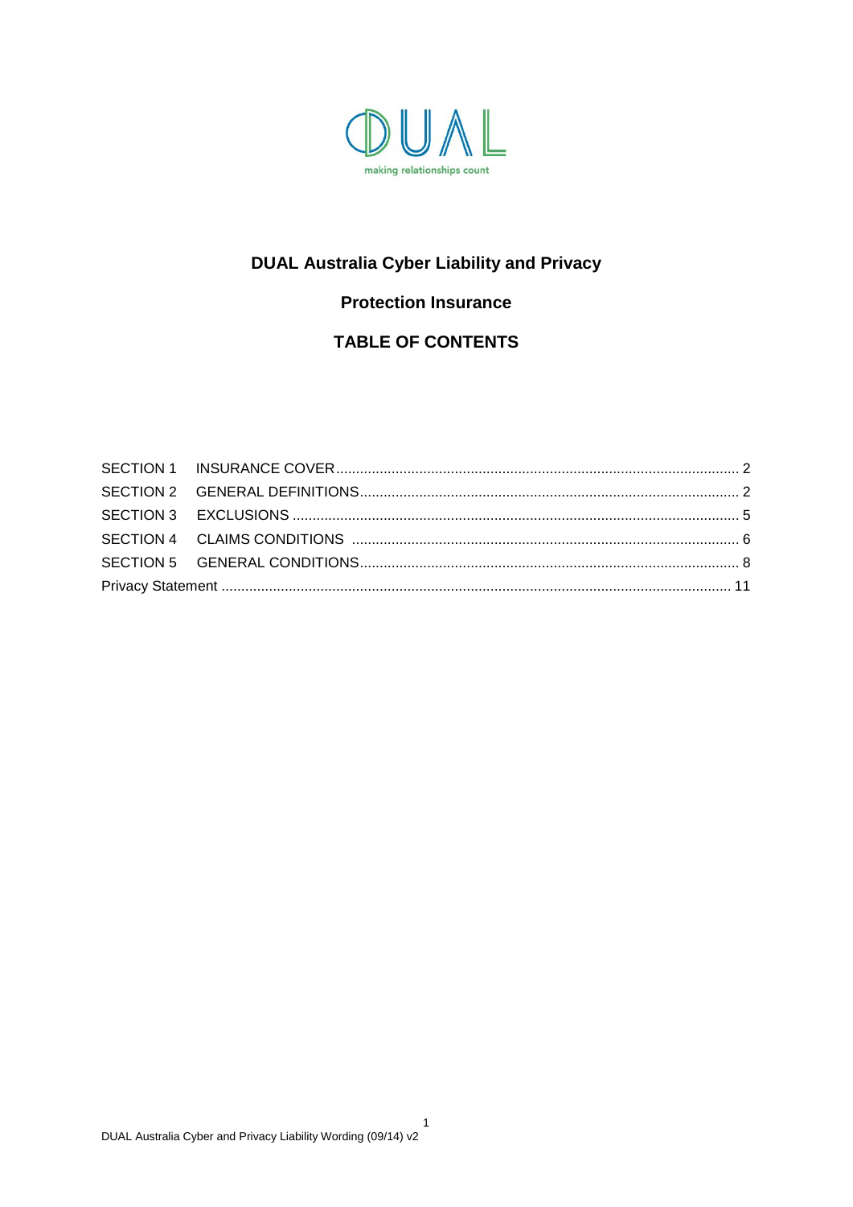DUAL

making relationships count

# DUAL Australia Cyber Liability and Privacy Protection Insurance

## TABLE OF CONTENTS

| | | |
|---|---|---|
| SECTION 1 | INSURANCE COVER | 2 |
| SECTION 2 | GENERAL DEFINITIONS | 2 |
| SECTION 3 | EXCLUSIONS | 5 |
| SECTION 4 | CLAIMS CONDITIONS | 6 |
| SECTION 5 | GENERAL CONDITIONS | 8 |
| Privacy Statement | | 11 |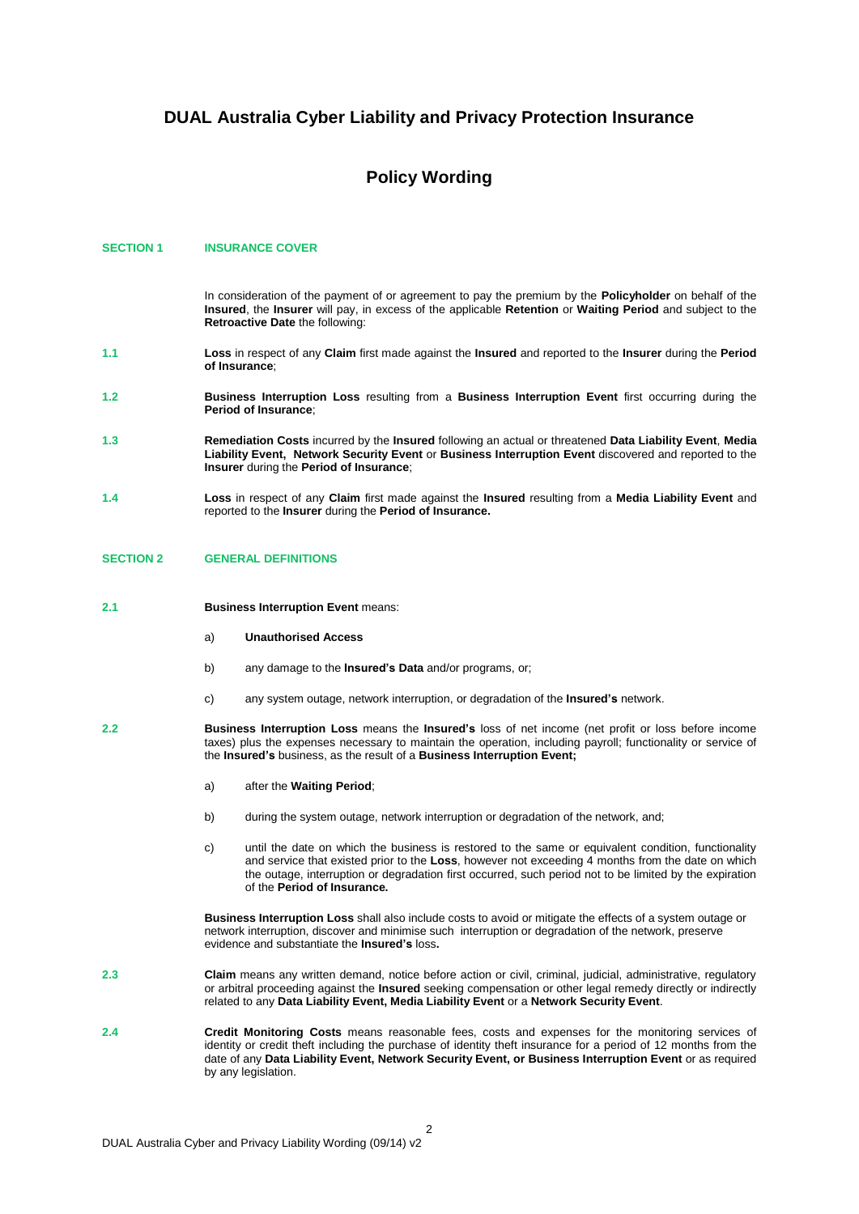# DUAL Australia Cyber Liability and Privacy Protection Insurance

## Policy Wording

### SECTION 1 INSURANCE COVER

In consideration of the payment of or agreement to pay the premium by the **Policyholder** on behalf of the **Insured**, the **Insurer** will pay, in excess of the applicable **Retention** or **Waiting Period** and subject to the **Retroactive Date** the following:

**1.1** **Loss** in respect of any **Claim** first made against the **Insured** and reported to the **Insurer** during the **Period of Insurance**;

**1.2** **Business Interruption Loss** resulting from a **Business Interruption Event** first occurring during the **Period of Insurance**;

**1.3** **Remediation Costs** incurred by the **Insured** following an actual or threatened **Data Liability Event**, **Media Liability Event, Network Security Event** or **Business Interruption Event** discovered and reported to the **Insurer** during the **Period of Insurance**;

**1.4** **Loss** in respect of any **Claim** first made against the **Insured** resulting from a **Media Liability Event** and reported to the **Insurer** during the **Period of Insurance.**

### SECTION 2 GENERAL DEFINITIONS

**2.1** **Business Interruption Event** means:

a) **Unauthorised Access**

b) any damage to the **Insured's Data** and/or programs, or;

c) any system outage, network interruption, or degradation of the **Insured's** network.

**2.2** **Business Interruption Loss** means the **Insured's** loss of net income (net profit or loss before income taxes) plus the expenses necessary to maintain the operation, including payroll; functionality or service of the **Insured's** business, as the result of a **Business Interruption Event;**

a) after the **Waiting Period**;

b) during the system outage, network interruption or degradation of the network, and;

c) until the date on which the business is restored to the same or equivalent condition, functionality and service that existed prior to the **Loss**, however not exceeding 4 months from the date on which the outage, interruption or degradation first occurred, such period not to be limited by the expiration of the **Period of Insurance.**

**Business Interruption Loss** shall also include costs to avoid or mitigate the effects of a system outage or network interruption, discover and minimise such interruption or degradation of the network, preserve evidence and substantiate the **Insured's** loss**.**

**2.3** **Claim** means any written demand, notice before action or civil, criminal, judicial, administrative, regulatory or arbitral proceeding against the **Insured** seeking compensation or other legal remedy directly or indirectly related to any **Data Liability Event, Media Liability Event** or a **Network Security Event**.

**2.4** **Credit Monitoring Costs** means reasonable fees, costs and expenses for the monitoring services of identity or credit theft including the purchase of identity theft insurance for a period of 12 months from the date of any **Data Liability Event, Network Security Event, or Business Interruption Event** or as required by any legislation.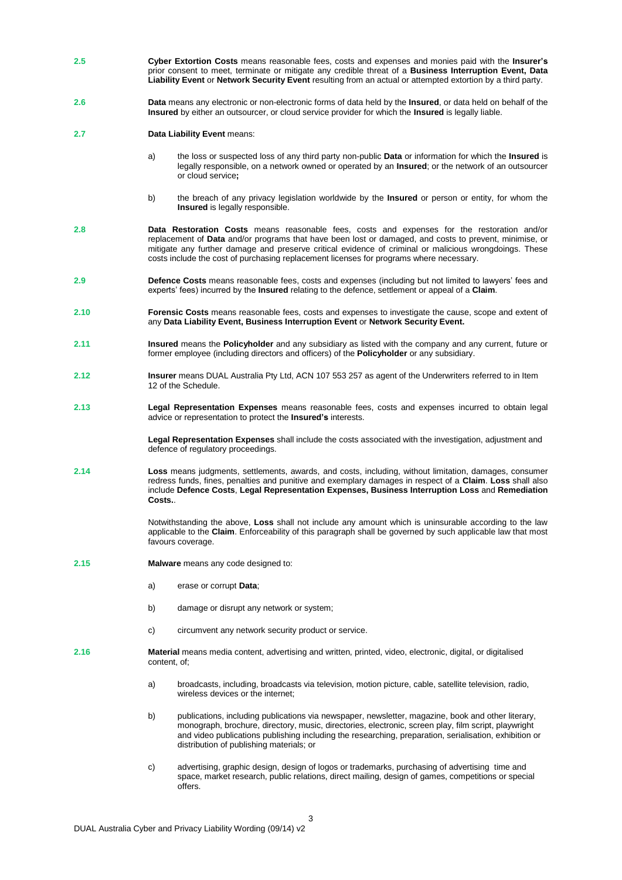**2.5** **Cyber Extortion Costs** means reasonable fees, costs and expenses and monies paid with the **Insurer's** prior consent to meet, terminate or mitigate any credible threat of a **Business Interruption Event, Data Liability Event** or **Network Security Event** resulting from an actual or attempted extortion by a third party.

**2.6** **Data** means any electronic or non-electronic forms of data held by the **Insured**, or data held on behalf of the **Insured** by either an outsourcer, or cloud service provider for which the **Insured** is legally liable.

**2.7** **Data Liability Event** means:

a) the loss or suspected loss of any third party non-public **Data** or information for which the **Insured** is legally responsible, on a network owned or operated by an **Insured**; or the network of an outsourcer or cloud service**;**

b) the breach of any privacy legislation worldwide by the **Insured** or person or entity, for whom the **Insured** is legally responsible.

**2.8** **Data Restoration Costs** means reasonable fees, costs and expenses for the restoration and/or replacement of **Data** and/or programs that have been lost or damaged, and costs to prevent, minimise, or mitigate any further damage and preserve critical evidence of criminal or malicious wrongdoings. These costs include the cost of purchasing replacement licenses for programs where necessary.

**2.9** **Defence Costs** means reasonable fees, costs and expenses (including but not limited to lawyers' fees and experts' fees) incurred by the **Insured** relating to the defence, settlement or appeal of a **Claim**.

**2.10** **Forensic Costs** means reasonable fees, costs and expenses to investigate the cause, scope and extent of any **Data Liability Event, Business Interruption Event** or **Network Security Event.**

**2.11** **Insured** means the **Policyholder** and any subsidiary as listed with the company and any current, future or former employee (including directors and officers) of the **Policyholder** or any subsidiary.

**2.12** **Insurer** means DUAL Australia Pty Ltd, ACN 107 553 257 as agent of the Underwriters referred to in Item 12 of the Schedule.

**2.13** **Legal Representation Expenses** means reasonable fees, costs and expenses incurred to obtain legal advice or representation to protect the **Insured's** interests.

**Legal Representation Expenses** shall include the costs associated with the investigation, adjustment and defence of regulatory proceedings.

**2.14** **Loss** means judgments, settlements, awards, and costs, including, without limitation, damages, consumer redress funds, fines, penalties and punitive and exemplary damages in respect of a **Claim**. **Loss** shall also include **Defence Costs**, **Legal Representation Expenses, Business Interruption Loss** and **Remediation Costs.**.

Notwithstanding the above, **Loss** shall not include any amount which is uninsurable according to the law applicable to the **Claim**. Enforceability of this paragraph shall be governed by such applicable law that most favours coverage.

**2.15** **Malware** means any code designed to:

a) erase or corrupt **Data**;

b) damage or disrupt any network or system;

c) circumvent any network security product or service.

**2.16** **Material** means media content, advertising and written, printed, video, electronic, digital, or digitalised content, of;

a) broadcasts, including, broadcasts via television, motion picture, cable, satellite television, radio, wireless devices or the internet;

b) publications, including publications via newspaper, newsletter, magazine, book and other literary, monograph, brochure, directory, music, directories, electronic, screen play, film script, playwright and video publications publishing including the researching, preparation, serialisation, exhibition or distribution of publishing materials; or

c) advertising, graphic design, design of logos or trademarks, purchasing of advertising time and space, market research, public relations, direct mailing, design of games, competitions or special offers.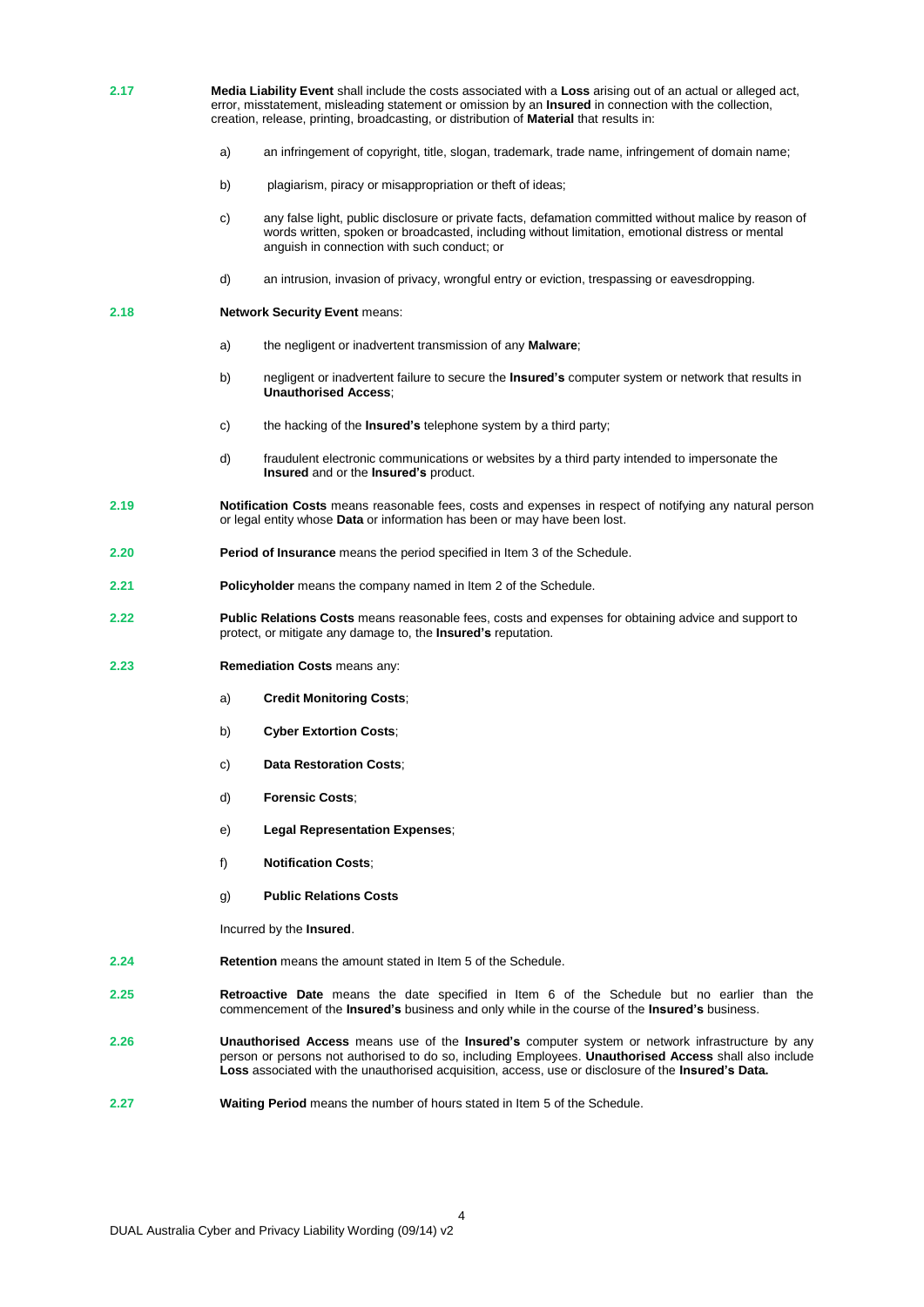**2.17** **Media Liability Event** shall include the costs associated with a **Loss** arising out of an actual or alleged act, error, misstatement, misleading statement or omission by an **Insured** in connection with the collection, creation, release, printing, broadcasting, or distribution of **Material** that results in:

a) an infringement of copyright, title, slogan, trademark, trade name, infringement of domain name;

b) plagiarism, piracy or misappropriation or theft of ideas;

c) any false light, public disclosure or private facts, defamation committed without malice by reason of words written, spoken or broadcasted, including without limitation, emotional distress or mental anguish in connection with such conduct; or

d) an intrusion, invasion of privacy, wrongful entry or eviction, trespassing or eavesdropping.

**2.18** **Network Security Event** means:

a) the negligent or inadvertent transmission of any **Malware**;

b) negligent or inadvertent failure to secure the **Insured's** computer system or network that results in **Unauthorised Access**;

c) the hacking of the **Insured's** telephone system by a third party;

d) fraudulent electronic communications or websites by a third party intended to impersonate the **Insured** and or the **Insured's** product.

**2.19** **Notification Costs** means reasonable fees, costs and expenses in respect of notifying any natural person or legal entity whose **Data** or information has been or may have been lost.

**2.20** **Period of Insurance** means the period specified in Item 3 of the Schedule.

**2.21** **Policyholder** means the company named in Item 2 of the Schedule.

**2.22** **Public Relations Costs** means reasonable fees, costs and expenses for obtaining advice and support to protect, or mitigate any damage to, the **Insured's** reputation.

**2.23** **Remediation Costs** means any:

a) **Credit Monitoring Costs**;

b) **Cyber Extortion Costs**;

c) **Data Restoration Costs**;

d) **Forensic Costs**;

e) **Legal Representation Expenses**;

f) **Notification Costs**;

g) **Public Relations Costs**

Incurred by the **Insured**.

**2.24** **Retention** means the amount stated in Item 5 of the Schedule.

**2.25** **Retroactive Date** means the date specified in Item 6 of the Schedule but no earlier than the commencement of the **Insured's** business and only while in the course of the **Insured's** business.

**2.26** **Unauthorised Access** means use of the **Insured's** computer system or network infrastructure by any person or persons not authorised to do so, including Employees. **Unauthorised Access** shall also include **Loss** associated with the unauthorised acquisition, access, use or disclosure of the **Insured's Data.**

**2.27** **Waiting Period** means the number of hours stated in Item 5 of the Schedule.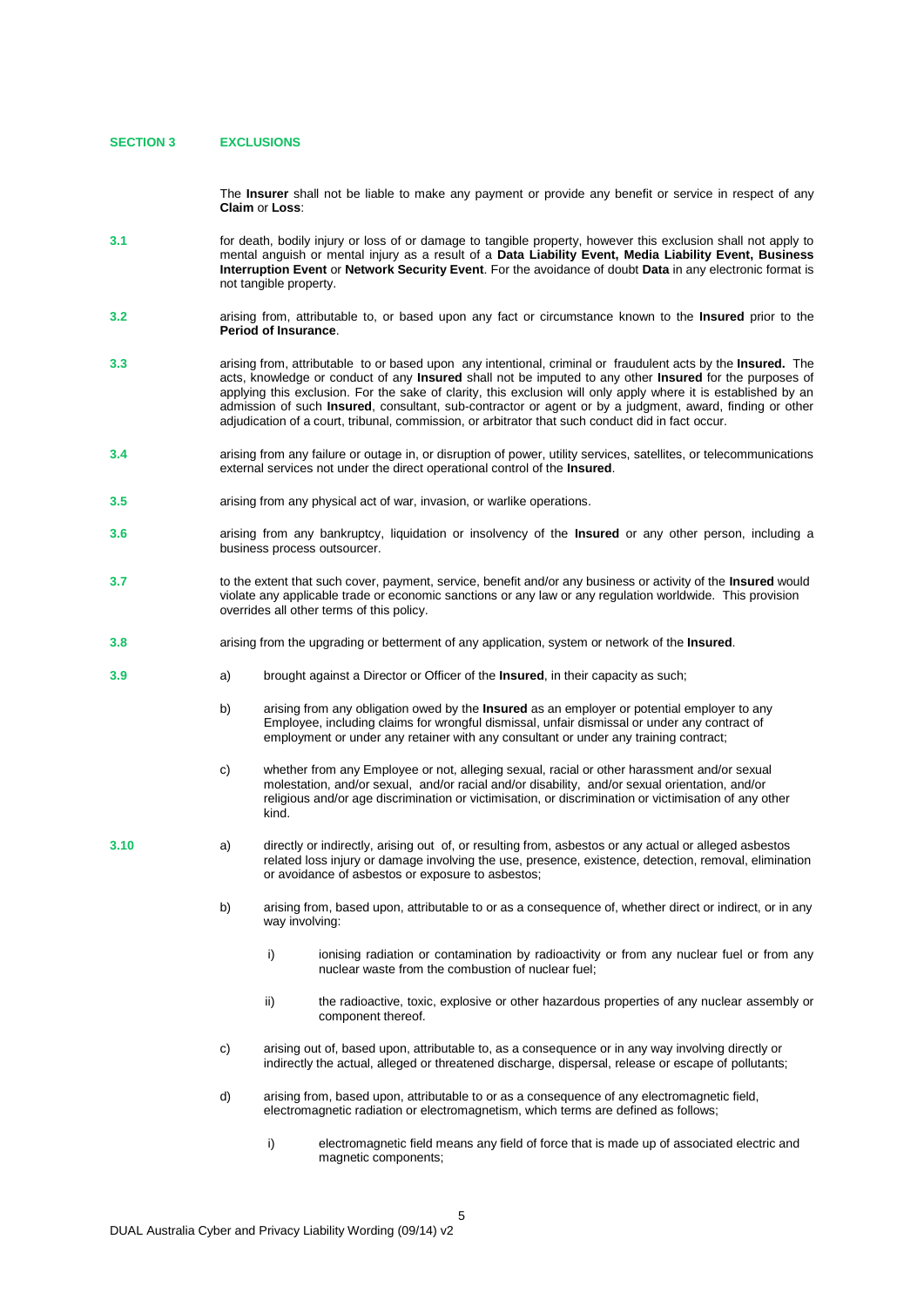## SECTION 3 EXCLUSIONS

The **Insurer** shall not be liable to make any payment or provide any benefit or service in respect of any **Claim** or **Loss**:

**3.1** for death, bodily injury or loss of or damage to tangible property, however this exclusion shall not apply to mental anguish or mental injury as a result of a **Data Liability Event, Media Liability Event, Business Interruption Event** or **Network Security Event**. For the avoidance of doubt **Data** in any electronic format is not tangible property.

**3.2** arising from, attributable to, or based upon any fact or circumstance known to the **Insured** prior to the **Period of Insurance**.

**3.3** arising from, attributable to or based upon any intentional, criminal or fraudulent acts by the **Insured.** The acts, knowledge or conduct of any **Insured** shall not be imputed to any other **Insured** for the purposes of applying this exclusion. For the sake of clarity, this exclusion will only apply where it is established by an admission of such **Insured**, consultant, sub-contractor or agent or by a judgment, award, finding or other adjudication of a court, tribunal, commission, or arbitrator that such conduct did in fact occur.

**3.4** arising from any failure or outage in, or disruption of power, utility services, satellites, or telecommunications external services not under the direct operational control of the **Insured**.

**3.5** arising from any physical act of war, invasion, or warlike operations.

**3.6** arising from any bankruptcy, liquidation or insolvency of the **Insured** or any other person, including a business process outsourcer.

**3.7** to the extent that such cover, payment, service, benefit and/or any business or activity of the **Insured** would violate any applicable trade or economic sanctions or any law or any regulation worldwide. This provision overrides all other terms of this policy.

**3.8** arising from the upgrading or betterment of any application, system or network of the **Insured**.

**3.9**

a) brought against a Director or Officer of the **Insured**, in their capacity as such;

b) arising from any obligation owed by the **Insured** as an employer or potential employer to any Employee, including claims for wrongful dismissal, unfair dismissal or under any contract of employment or under any retainer with any consultant or under any training contract;

c) whether from any Employee or not, alleging sexual, racial or other harassment and/or sexual molestation, and/or sexual, and/or racial and/or disability, and/or sexual orientation, and/or religious and/or age discrimination and/or victimisation, or discrimination or victimisation of any other kind.

**3.10**

a) directly or indirectly, arising out of, or resulting from, asbestos or any actual or alleged asbestos related loss injury or damage involving the use, presence, existence, detection, removal, elimination or avoidance of asbestos or exposure to asbestos;

b) arising from, based upon, attributable to or as a consequence of, whether direct or indirect, or in any way involving:

   i) ionising radiation or contamination by radioactivity or from any nuclear fuel or from any nuclear waste from the combustion of nuclear fuel;

   ii) the radioactive, toxic, explosive or other hazardous properties of any nuclear assembly or component thereof.

c) arising out of, based upon, attributable to, as a consequence or in any way involving directly or indirectly the actual, alleged or threatened discharge, dispersal, release or escape of pollutants;

d) arising from, based upon, attributable to or as a consequence of any electromagnetic field, electromagnetic radiation or electromagnetism, which terms are defined as follows;

   i) electromagnetic field means any field of force that is made up of associated electric and magnetic components;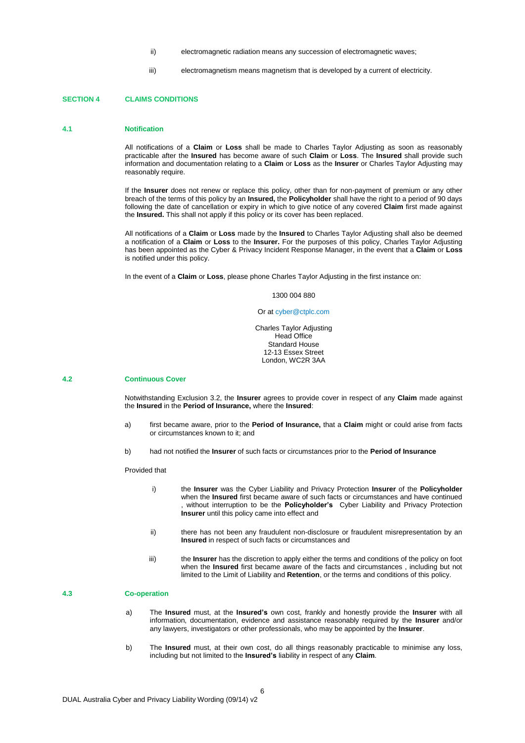ii) electromagnetic radiation means any succession of electromagnetic waves;

iii) electromagnetism means magnetism that is developed by a current of electricity.

## SECTION 4 CLAIMS CONDITIONS

### 4.1 Notification

All notifications of a **Claim** or **Loss** shall be made to Charles Taylor Adjusting as soon as reasonably practicable after the **Insured** has become aware of such **Claim** or **Loss**. The **Insured** shall provide such information and documentation relating to a **Claim** or **Loss** as the **Insurer** or Charles Taylor Adjusting may reasonably require.

If the **Insurer** does not renew or replace this policy, other than for non-payment of premium or any other breach of the terms of this policy by an **Insured,** the **Policyholder** shall have the right to a period of 90 days following the date of cancellation or expiry in which to give notice of any covered **Claim** first made against the **Insured.** This shall not apply if this policy or its cover has been replaced.

All notifications of a **Claim** or **Loss** made by the **Insured** to Charles Taylor Adjusting shall also be deemed a notification of a **Claim** or **Loss** to the **Insurer.** For the purposes of this policy, Charles Taylor Adjusting has been appointed as the Cyber & Privacy Incident Response Manager, in the event that a **Claim** or **Loss** is notified under this policy.

In the event of a **Claim** or **Loss**, please phone Charles Taylor Adjusting in the first instance on:

1300 004 880

Or at cyber@ctplc.com

Charles Taylor Adjusting
Head Office
Standard House
12-13 Essex Street
London, WC2R 3AA

### 4.2 Continuous Cover

Notwithstanding Exclusion 3.2, the **Insurer** agrees to provide cover in respect of any **Claim** made against the **Insured** in the **Period of Insurance,** where the **Insured**:

a) first became aware, prior to the **Period of Insurance,** that a **Claim** might or could arise from facts or circumstances known to it; and

b) had not notified the **Insurer** of such facts or circumstances prior to the **Period of Insurance**

Provided that

i) the **Insurer** was the Cyber Liability and Privacy Protection **Insurer** of the **Policyholder** when the **Insured** first became aware of such facts or circumstances and have continued , without interruption to be the **Policyholder's** Cyber Liability and Privacy Protection **Insurer** until this policy came into effect and

ii) there has not been any fraudulent non-disclosure or fraudulent misrepresentation by an **Insured** in respect of such facts or circumstances and

iii) the **Insurer** has the discretion to apply either the terms and conditions of the policy on foot when the **Insured** first became aware of the facts and circumstances , including but not limited to the Limit of Liability and **Retention**, or the terms and conditions of this policy.

### 4.3 Co-operation

a) The **Insured** must, at the **Insured's** own cost, frankly and honestly provide the **Insurer** with all information, documentation, evidence and assistance reasonably required by the **Insurer** and/or any lawyers, investigators or other professionals, who may be appointed by the **Insurer**.

b) The **Insured** must, at their own cost, do all things reasonably practicable to minimise any loss, including but not limited to the **Insured's** liability in respect of any **Claim**.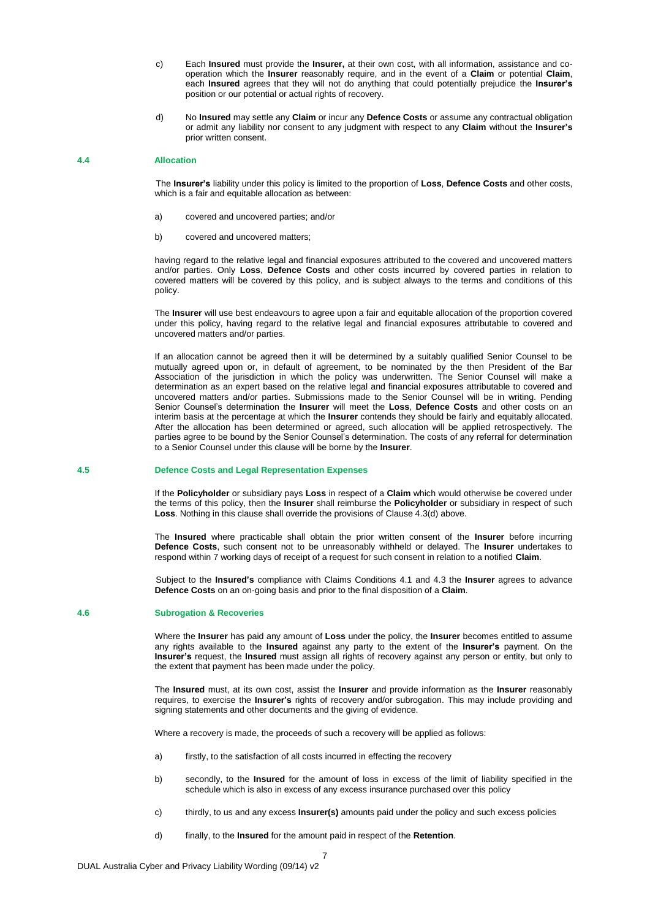c) Each **Insured** must provide the **Insurer,** at their own cost, with all information, assistance and co-operation which the **Insurer** reasonably require, and in the event of a **Claim** or potential **Claim**, each **Insured** agrees that they will not do anything that could potentially prejudice the **Insurer's** position or our potential or actual rights of recovery.

d) No **Insured** may settle any **Claim** or incur any **Defence Costs** or assume any contractual obligation or admit any liability nor consent to any judgment with respect to any **Claim** without the **Insurer's** prior written consent.

### 4.4 Allocation

The **Insurer's** liability under this policy is limited to the proportion of **Loss**, **Defence Costs** and other costs, which is a fair and equitable allocation as between:

a) covered and uncovered parties; and/or

b) covered and uncovered matters;

having regard to the relative legal and financial exposures attributed to the covered and uncovered matters and/or parties. Only **Loss**, **Defence Costs** and other costs incurred by covered parties in relation to covered matters will be covered by this policy, and is subject always to the terms and conditions of this policy.

The **Insurer** will use best endeavours to agree upon a fair and equitable allocation of the proportion covered under this policy, having regard to the relative legal and financial exposures attributable to covered and uncovered matters and/or parties.

If an allocation cannot be agreed then it will be determined by a suitably qualified Senior Counsel to be mutually agreed upon or, in default of agreement, to be nominated by the then President of the Bar Association of the jurisdiction in which the policy was underwritten. The Senior Counsel will make a determination as an expert based on the relative legal and financial exposures attributable to covered and uncovered matters and/or parties. Submissions made to the Senior Counsel will be in writing. Pending Senior Counsel's determination the **Insurer** will meet the **Loss**, **Defence Costs** and other costs on an interim basis at the percentage at which the **Insurer** contends they should be fairly and equitably allocated. After the allocation has been determined or agreed, such allocation will be applied retrospectively. The parties agree to be bound by the Senior Counsel's determination. The costs of any referral for determination to a Senior Counsel under this clause will be borne by the **Insurer**.

### 4.5 Defence Costs and Legal Representation Expenses

If the **Policyholder** or subsidiary pays **Loss** in respect of a **Claim** which would otherwise be covered under the terms of this policy, then the **Insurer** shall reimburse the **Policyholder** or subsidiary in respect of such **Loss**. Nothing in this clause shall override the provisions of Clause 4.3(d) above.

The **Insured** where practicable shall obtain the prior written consent of the **Insurer** before incurring **Defence Costs**, such consent not to be unreasonably withheld or delayed. The **Insurer** undertakes to respond within 7 working days of receipt of a request for such consent in relation to a notified **Claim**.

Subject to the **Insured's** compliance with Claims Conditions 4.1 and 4.3 the **Insurer** agrees to advance **Defence Costs** on an on-going basis and prior to the final disposition of a **Claim**.

### 4.6 Subrogation & Recoveries

Where the **Insurer** has paid any amount of **Loss** under the policy, the **Insurer** becomes entitled to assume any rights available to the **Insured** against any party to the extent of the **Insurer's** payment. On the **Insurer's** request, the **Insured** must assign all rights of recovery against any person or entity, but only to the extent that payment has been made under the policy.

The **Insured** must, at its own cost, assist the **Insurer** and provide information as the **Insurer** reasonably requires, to exercise the **Insurer's** rights of recovery and/or subrogation. This may include providing and signing statements and other documents and the giving of evidence.

Where a recovery is made, the proceeds of such a recovery will be applied as follows:

a) firstly, to the satisfaction of all costs incurred in effecting the recovery

b) secondly, to the **Insured** for the amount of loss in excess of the limit of liability specified in the schedule which is also in excess of any excess insurance purchased over this policy

c) thirdly, to us and any excess **Insurer(s)** amounts paid under the policy and such excess policies

d) finally, to the **Insured** for the amount paid in respect of the **Retention**.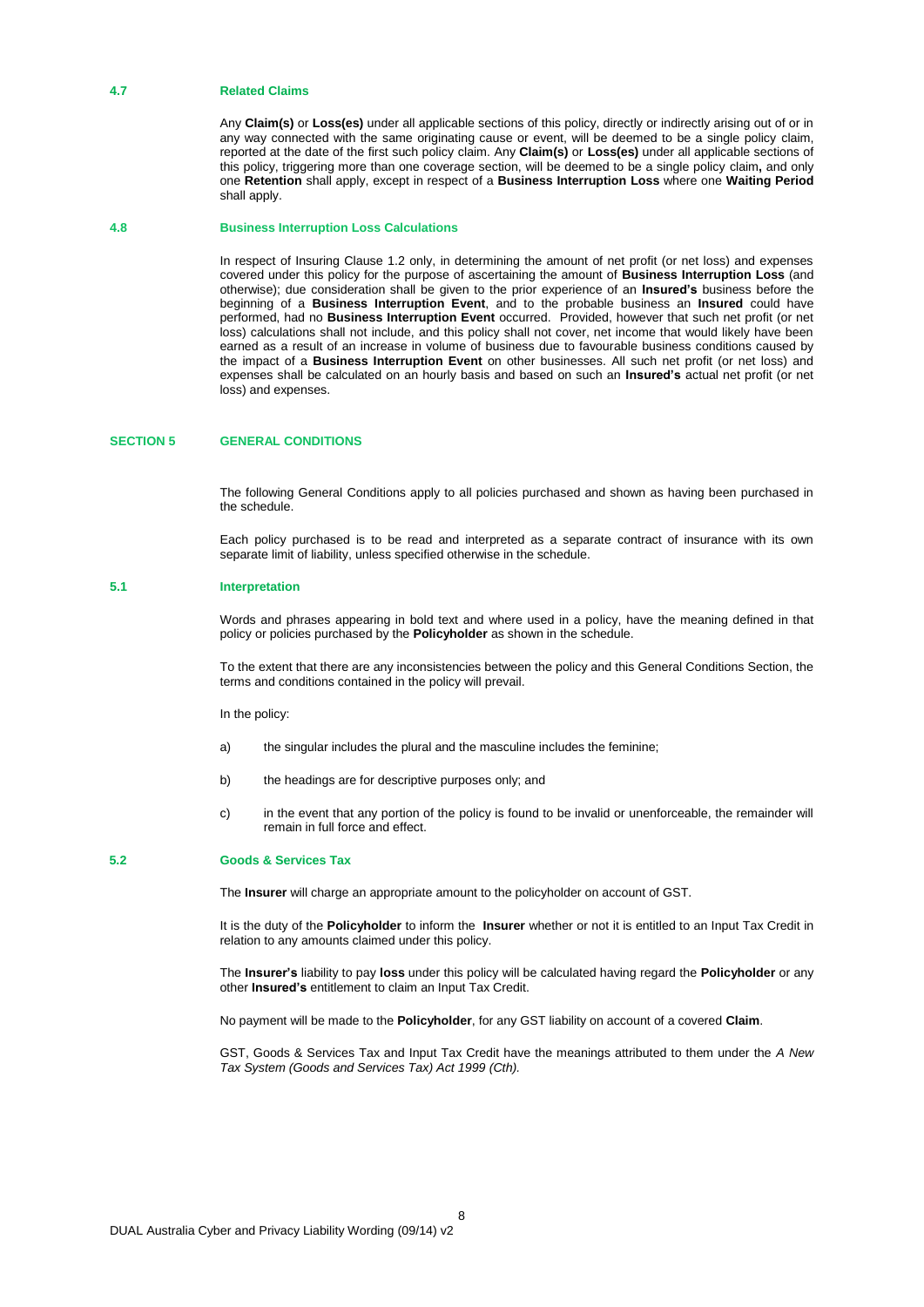### 4.7 Related Claims

Any **Claim(s)** or **Loss(es)** under all applicable sections of this policy, directly or indirectly arising out of or in any way connected with the same originating cause or event, will be deemed to be a single policy claim, reported at the date of the first such policy claim. Any **Claim(s)** or **Loss(es)** under all applicable sections of this policy, triggering more than one coverage section, will be deemed to be a single policy claim**,** and only one **Retention** shall apply, except in respect of a **Business Interruption Loss** where one **Waiting Period** shall apply.

### 4.8 Business Interruption Loss Calculations

In respect of Insuring Clause 1.2 only, in determining the amount of net profit (or net loss) and expenses covered under this policy for the purpose of ascertaining the amount of **Business Interruption Loss** (and otherwise); due consideration shall be given to the prior experience of an **Insured's** business before the beginning of a **Business Interruption Event**, and to the probable business an **Insured** could have performed, had no **Business Interruption Event** occurred. Provided, however that such net profit (or net loss) calculations shall not include, and this policy shall not cover, net income that would likely have been earned as a result of an increase in volume of business due to favourable business conditions caused by the impact of a **Business Interruption Event** on other businesses. All such net profit (or net loss) and expenses shall be calculated on an hourly basis and based on such an **Insured's** actual net profit (or net loss) and expenses.

## SECTION 5 GENERAL CONDITIONS

The following General Conditions apply to all policies purchased and shown as having been purchased in the schedule.

Each policy purchased is to be read and interpreted as a separate contract of insurance with its own separate limit of liability, unless specified otherwise in the schedule.

### 5.1 Interpretation

Words and phrases appearing in bold text and where used in a policy, have the meaning defined in that policy or policies purchased by the **Policyholder** as shown in the schedule.

To the extent that there are any inconsistencies between the policy and this General Conditions Section, the terms and conditions contained in the policy will prevail.

In the policy:

a) the singular includes the plural and the masculine includes the feminine;

b) the headings are for descriptive purposes only; and

c) in the event that any portion of the policy is found to be invalid or unenforceable, the remainder will remain in full force and effect.

### 5.2 Goods & Services Tax

The **Insurer** will charge an appropriate amount to the policyholder on account of GST.

It is the duty of the **Policyholder** to inform the **Insurer** whether or not it is entitled to an Input Tax Credit in relation to any amounts claimed under this policy.

The **Insurer's** liability to pay **loss** under this policy will be calculated having regard the **Policyholder** or any other **Insured's** entitlement to claim an Input Tax Credit.

No payment will be made to the **Policyholder**, for any GST liability on account of a covered **Claim**.

GST, Goods & Services Tax and Input Tax Credit have the meanings attributed to them under the *A New Tax System (Goods and Services Tax) Act 1999 (Cth).*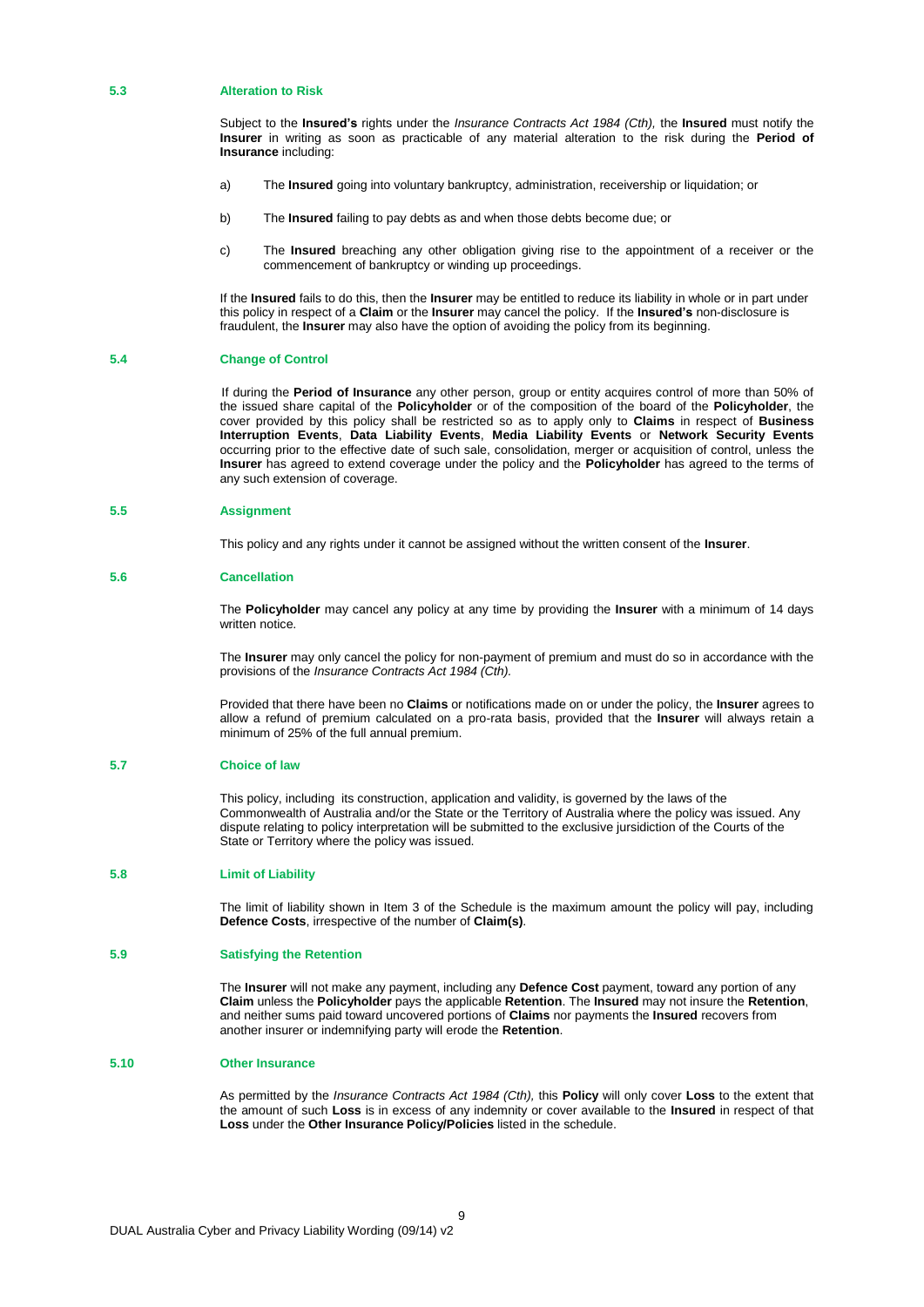### 5.3 Alteration to Risk

Subject to the **Insured's** rights under the *Insurance Contracts Act 1984 (Cth),* the **Insured** must notify the **Insurer** in writing as soon as practicable of any material alteration to the risk during the **Period of Insurance** including:

a) The **Insured** going into voluntary bankruptcy, administration, receivership or liquidation; or

b) The **Insured** failing to pay debts as and when those debts become due; or

c) The **Insured** breaching any other obligation giving rise to the appointment of a receiver or the commencement of bankruptcy or winding up proceedings.

If the **Insured** fails to do this, then the **Insurer** may be entitled to reduce its liability in whole or in part under this policy in respect of a **Claim** or the **Insurer** may cancel the policy. If the **Insured's** non-disclosure is fraudulent, the **Insurer** may also have the option of avoiding the policy from its beginning.

### 5.4 Change of Control

If during the **Period of Insurance** any other person, group or entity acquires control of more than 50% of the issued share capital of the **Policyholder** or of the composition of the board of the **Policyholder**, the cover provided by this policy shall be restricted so as to apply only to **Claims** in respect of **Business Interruption Events**, **Data Liability Events**, **Media Liability Events** or **Network Security Events** occurring prior to the effective date of such sale, consolidation, merger or acquisition of control, unless the **Insurer** has agreed to extend coverage under the policy and the **Policyholder** has agreed to the terms of any such extension of coverage.

### 5.5 Assignment

This policy and any rights under it cannot be assigned without the written consent of the **Insurer**.

### 5.6 Cancellation

The **Policyholder** may cancel any policy at any time by providing the **Insurer** with a minimum of 14 days written notice.

The **Insurer** may only cancel the policy for non-payment of premium and must do so in accordance with the provisions of the *Insurance Contracts Act 1984 (Cth).*

Provided that there have been no **Claims** or notifications made on or under the policy, the **Insurer** agrees to allow a refund of premium calculated on a pro-rata basis, provided that the **Insurer** will always retain a minimum of 25% of the full annual premium.

### 5.7 Choice of law

This policy, including its construction, application and validity, is governed by the laws of the Commonwealth of Australia and/or the State or the Territory of Australia where the policy was issued. Any dispute relating to policy interpretation will be submitted to the exclusive jurisdiction of the Courts of the State or Territory where the policy was issued.

### 5.8 Limit of Liability

The limit of liability shown in Item 3 of the Schedule is the maximum amount the policy will pay, including **Defence Costs**, irrespective of the number of **Claim(s)**.

### 5.9 Satisfying the Retention

The **Insurer** will not make any payment, including any **Defence Cost** payment, toward any portion of any **Claim** unless the **Policyholder** pays the applicable **Retention**. The **Insured** may not insure the **Retention**, and neither sums paid toward uncovered portions of **Claims** nor payments the **Insured** recovers from another insurer or indemnifying party will erode the **Retention**.

### 5.10 Other Insurance

As permitted by the *Insurance Contracts Act 1984 (Cth),* this **Policy** will only cover **Loss** to the extent that the amount of such **Loss** is in excess of any indemnity or cover available to the **Insured** in respect of that **Loss** under the **Other Insurance Policy/Policies** listed in the schedule.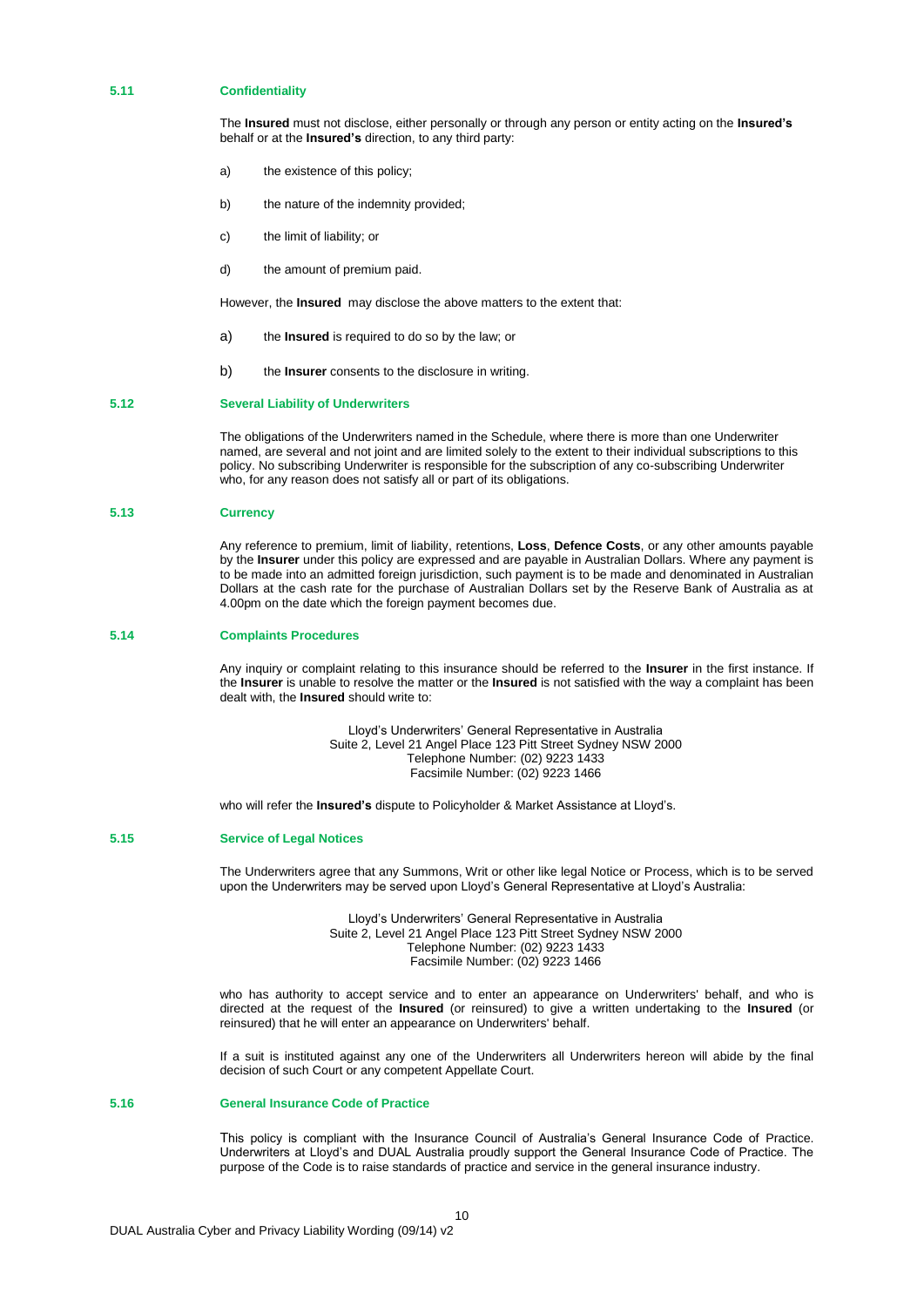### 5.11 Confidentiality

The **Insured** must not disclose, either personally or through any person or entity acting on the **Insured's** behalf or at the **Insured's** direction, to any third party:

a) the existence of this policy;

b) the nature of the indemnity provided;

c) the limit of liability; or

d) the amount of premium paid.

However, the **Insured** may disclose the above matters to the extent that:

a) the **Insured** is required to do so by the law; or

b) the **Insurer** consents to the disclosure in writing.

### 5.12 Several Liability of Underwriters

The obligations of the Underwriters named in the Schedule, where there is more than one Underwriter named, are several and not joint and are limited solely to the extent to their individual subscriptions to this policy. No subscribing Underwriter is responsible for the subscription of any co-subscribing Underwriter who, for any reason does not satisfy all or part of its obligations.

### 5.13 Currency

Any reference to premium, limit of liability, retentions, **Loss**, **Defence Costs**, or any other amounts payable by the **Insurer** under this policy are expressed and are payable in Australian Dollars. Where any payment is to be made into an admitted foreign jurisdiction, such payment is to be made and denominated in Australian Dollars at the cash rate for the purchase of Australian Dollars set by the Reserve Bank of Australia as at 4.00pm on the date which the foreign payment becomes due.

### 5.14 Complaints Procedures

Any inquiry or complaint relating to this insurance should be referred to the **Insurer** in the first instance. If the **Insurer** is unable to resolve the matter or the **Insured** is not satisfied with the way a complaint has been dealt with, the **Insured** should write to:

Lloyd's Underwriters' General Representative in Australia
Suite 2, Level 21 Angel Place 123 Pitt Street Sydney NSW 2000
Telephone Number: (02) 9223 1433
Facsimile Number: (02) 9223 1466

who will refer the **Insured's** dispute to Policyholder & Market Assistance at Lloyd's.

### 5.15 Service of Legal Notices

The Underwriters agree that any Summons, Writ or other like legal Notice or Process, which is to be served upon the Underwriters may be served upon Lloyd's General Representative at Lloyd's Australia:

Lloyd's Underwriters' General Representative in Australia
Suite 2, Level 21 Angel Place 123 Pitt Street Sydney NSW 2000
Telephone Number: (02) 9223 1433
Facsimile Number: (02) 9223 1466

who has authority to accept service and to enter an appearance on Underwriters' behalf, and who is directed at the request of the **Insured** (or reinsured) to give a written undertaking to the **Insured** (or reinsured) that he will enter an appearance on Underwriters' behalf.

If a suit is instituted against any one of the Underwriters all Underwriters hereon will abide by the final decision of such Court or any competent Appellate Court.

### 5.16 General Insurance Code of Practice

This policy is compliant with the Insurance Council of Australia's General Insurance Code of Practice. Underwriters at Lloyd's and DUAL Australia proudly support the General Insurance Code of Practice. The purpose of the Code is to raise standards of practice and service in the general insurance industry.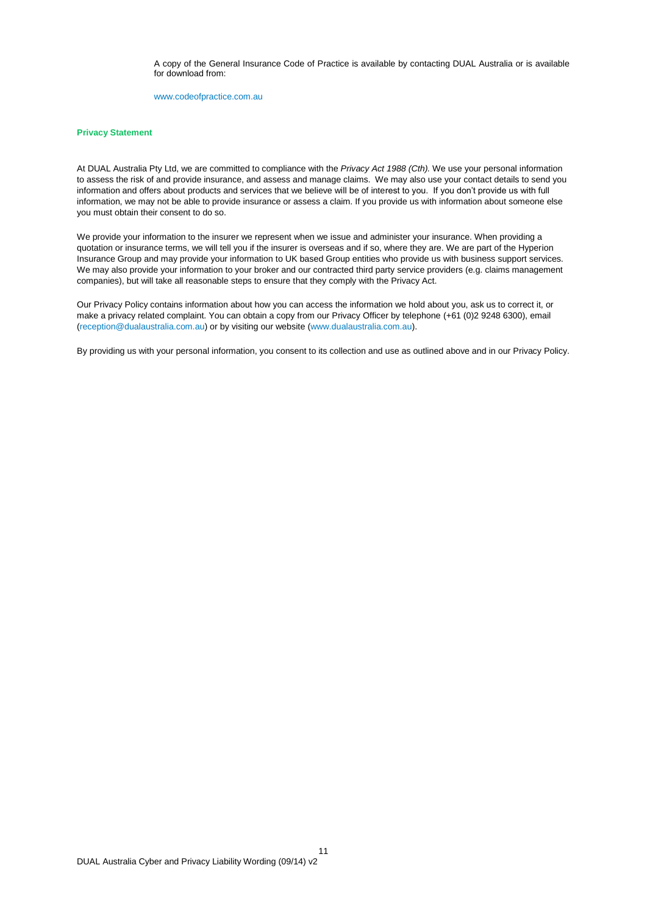A copy of the General Insurance Code of Practice is available by contacting DUAL Australia or is available for download from:

www.codeofpractice.com.au

**Privacy Statement**

At DUAL Australia Pty Ltd, we are committed to compliance with the *Privacy Act 1988 (Cth).* We use your personal information to assess the risk of and provide insurance, and assess and manage claims. We may also use your contact details to send you information and offers about products and services that we believe will be of interest to you. If you don't provide us with full information, we may not be able to provide insurance or assess a claim. If you provide us with information about someone else you must obtain their consent to do so.

We provide your information to the insurer we represent when we issue and administer your insurance. When providing a quotation or insurance terms, we will tell you if the insurer is overseas and if so, where they are. We are part of the Hyperion Insurance Group and may provide your information to UK based Group entities who provide us with business support services. We may also provide your information to your broker and our contracted third party service providers (e.g. claims management companies), but will take all reasonable steps to ensure that they comply with the Privacy Act.

Our Privacy Policy contains information about how you can access the information we hold about you, ask us to correct it, or make a privacy related complaint. You can obtain a copy from our Privacy Officer by telephone (+61 (0)2 9248 6300), email (reception@dualaustralia.com.au) or by visiting our website (www.dualaustralia.com.au).

By providing us with your personal information, you consent to its collection and use as outlined above and in our Privacy Policy.